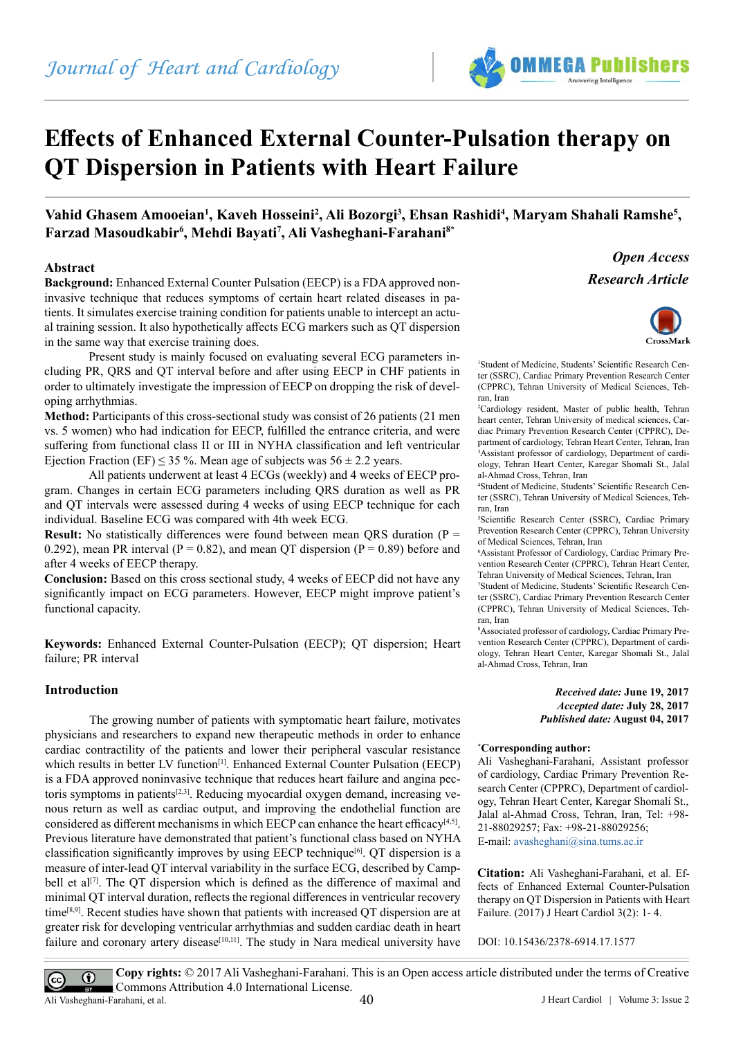# Effects of Enhanced External Counter-Pulsation therapy on QT Dispersion in Patients with Heart Failure

**Vahid Ghasem Amooeian[1], Kaveh Hosseini[2], Ali Bozorgi[3], Ehsan Rashidi[4], Maryam Shahali Ramshe[5], Farzad Masoudkabir[6], Mehdi Bayati[7], Ali Vasheghani-Farahani[8*]**

*Open Access*

*Research Article*

[1]Student of Medicine, Students' Scientific Research Center (SSRC), Cardiac Primary Prevention Research Center (CPPRC), Tehran University of Medical Sciences, Tehran, Iran

[2]Cardiology resident, Master of public health, Tehran heart center, Tehran University of medical sciences, Cardiac Primary Prevention Research Center (CPPRC), Department of cardiology, Tehran Heart Center, Tehran, Iran

[3]Assistant professor of cardiology, Department of cardiology, Tehran Heart Center, Karegar Shomali St., Jalal al-Ahmad Cross, Tehran, Iran

[4]Student of Medicine, Students' Scientific Research Center (SSRC), Tehran University of Medical Sciences, Tehran, Iran

[5]Scientific Research Center (SSRC), Cardiac Primary Prevention Research Center (CPPRC), Tehran University of Medical Sciences, Tehran, Iran

[6]Assistant Professor of Cardiology, Cardiac Primary Prevention Research Center (CPPRC), Tehran Heart Center, Tehran University of Medical Sciences, Tehran, Iran

[7]Student of Medicine, Students' Scientific Research Center (SSRC), Cardiac Primary Prevention Research Center (CPPRC), Tehran University of Medical Sciences, Tehran, Iran

[8]Associated professor of cardiology, Cardiac Primary Prevention Research Center (CPPRC), Department of cardiology, Tehran Heart Center, Karegar Shomali St., Jalal al-Ahmad Cross, Tehran, Iran

***Received date:*** **June 19, 2017**
***Accepted date:*** **July 28, 2017**
***Published date:*** **August 04, 2017**

**\*Corresponding author:**
Ali Vasheghani-Farahani, Assistant professor of cardiology, Cardiac Primary Prevention Research Center (CPPRC), Department of cardiology, Tehran Heart Center, Karegar Shomali St., Jalal al-Ahmad Cross, Tehran, Iran, Tel: +98-21-88029257; Fax: +98-21-88029256;
E-mail: avasheghani@sina.tums.ac.ir

**Citation:** Ali Vasheghani-Farahani, et al. Effects of Enhanced External Counter-Pulsation therapy on QT Dispersion in Patients with Heart Failure. (2017) J Heart Cardiol 3(2): 1- 4.

DOI: 10.15436/2378-6914.17.1577

## Abstract

**Background:** Enhanced External Counter Pulsation (EECP) is a FDA approved non-invasive technique that reduces symptoms of certain heart related diseases in patients. It simulates exercise training condition for patients unable to intercept an actual training session. It also hypothetically affects ECG markers such as QT dispersion in the same way that exercise training does.

Present study is mainly focused on evaluating several ECG parameters including PR, QRS and QT interval before and after using EECP in CHF patients in order to ultimately investigate the impression of EECP on dropping the risk of developing arrhythmias.

**Method:** Participants of this cross-sectional study was consist of 26 patients (21 men vs. 5 women) who had indication for EECP, fulfilled the entrance criteria, and were suffering from functional class II or III in NYHA classification and left ventricular Ejection Fraction (EF) ≤ 35 %. Mean age of subjects was 56 ± 2.2 years.

All patients underwent at least 4 ECGs (weekly) and 4 weeks of EECP program. Changes in certain ECG parameters including QRS duration as well as PR and QT intervals were assessed during 4 weeks of using EECP technique for each individual. Baseline ECG was compared with 4th week ECG.

**Result:** No statistically differences were found between mean QRS duration (P = 0.292), mean PR interval (P = 0.82), and mean QT dispersion (P = 0.89) before and after 4 weeks of EECP therapy.

**Conclusion:** Based on this cross sectional study, 4 weeks of EECP did not have any significantly impact on ECG parameters. However, EECP might improve patient's functional capacity.

**Keywords:** Enhanced External Counter-Pulsation (EECP); QT dispersion; Heart failure; PR interval

## Introduction

The growing number of patients with symptomatic heart failure, motivates physicians and researchers to expand new therapeutic methods in order to enhance cardiac contractility of the patients and lower their peripheral vascular resistance which results in better LV function[1]. Enhanced External Counter Pulsation (EECP) is a FDA approved noninvasive technique that reduces angina pectoris symptoms in patients[2,3]. Reducing myocardial oxygen demand, increasing venous return as well as cardiac output, and improving the endothelial function are considered as different mechanisms in which EECP can enhance the heart efficacy[4,5]. Previous literature have demonstrated that patient's functional class based on NYHA classification significantly improves by using EECP technique[6]. QT dispersion is a measure of inter-lead QT interval variability in the surface ECG, described by Campbell et al[7]. The QT dispersion which is defined as the difference of maximal and minimal QT interval duration, reflects the regional differences in ventricular recovery time[8,9]. Recent studies have shown that patients with increased QT dispersion are at greater risk for developing ventricular arrhythmias and sudden cardiac death in heart failure and coronary artery disease[10,11]. The study in Nara medical university have

**Copy rights:** © 2017 Ali Vasheghani-Farahani. This is an Open access article distributed under the terms of Creative Commons Attribution 4.0 International License.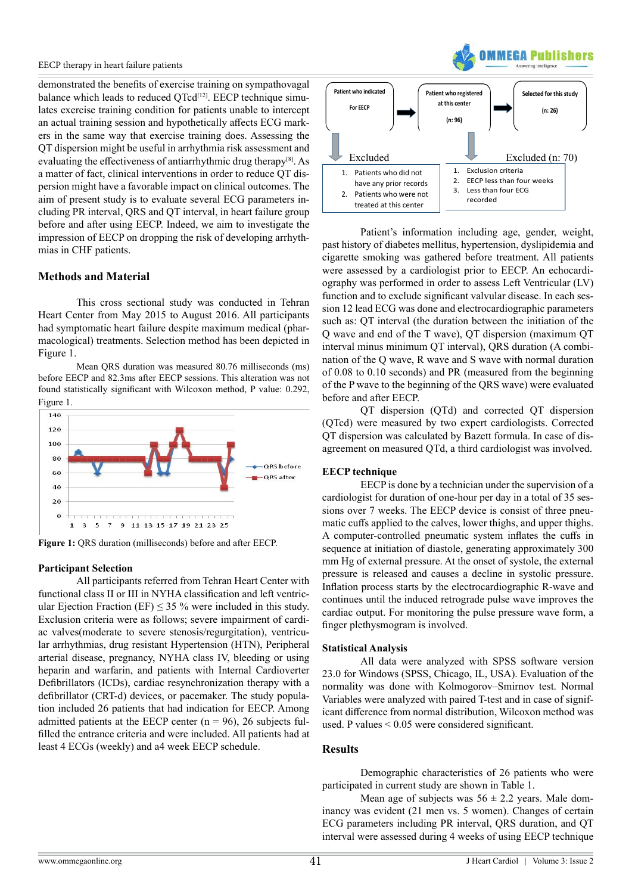demonstrated the benefits of exercise training on sympathovagal balance which leads to reduced QTcd[12]. EECP technique simulates exercise training condition for patients unable to intercept an actual training session and hypothetically affects ECG markers in the same way that exercise training does. Assessing the QT dispersion might be useful in arrhythmia risk assessment and evaluating the effectiveness of antiarrhythmic drug therapy[8]. As a matter of fact, clinical interventions in order to reduce QT dispersion might have a favorable impact on clinical outcomes. The aim of present study is to evaluate several ECG parameters including PR interval, QRS and QT interval, in heart failure group before and after using EECP. Indeed, we aim to investigate the impression of EECP on dropping the risk of developing arrhythmias in CHF patients.

## Methods and Material

This cross sectional study was conducted in Tehran Heart Center from May 2015 to August 2016. All participants had symptomatic heart failure despite maximum medical (pharmacological) treatments. Selection method has been depicted in Figure 1.

Mean QRS duration was measured 80.76 milliseconds (ms) before EECP and 82.3ms after EECP sessions. This alteration was not found statistically significant with Wilcoxon method, P value: 0.292, Figure 1.

**Figure 1:** QRS duration (milliseconds) before and after EECP.

### Participant Selection

All participants referred from Tehran Heart Center with functional class II or III in NYHA classification and left ventricular Ejection Fraction (EF) ≤ 35 % were included in this study. Exclusion criteria were as follows; severe impairment of cardiac valves(moderate to severe stenosis/regurgitation), ventricular arrhythmias, drug resistant Hypertension (HTN), Peripheral arterial disease, pregnancy, NYHA class IV, bleeding or using heparin and warfarin, and patients with Internal Cardioverter Defibrillators (ICDs), cardiac resynchronization therapy with a defibrillator (CRT-d) devices, or pacemaker. The study population included 26 patients that had indication for EECP. Among admitted patients at the EECP center (n = 96), 26 subjects fulfilled the entrance criteria and were included. All patients had at least 4 ECGs (weekly) and a4 week EECP schedule.

Patient who indicated For EECP → Patient who registered at this center (n: 96) → Selected for this study (n: 26)

Excluded
1. Patients who did not have any prior records
2. Patients who were not treated at this center

Excluded (n: 70)
1. Exclusion criteria
2. EECP less than four weeks
3. Less than four ECG recorded

Patient's information including age, gender, weight, past history of diabetes mellitus, hypertension, dyslipidemia and cigarette smoking was gathered before treatment. All patients were assessed by a cardiologist prior to EECP. An echocardiography was performed in order to assess Left Ventricular (LV) function and to exclude significant valvular disease. In each session 12 lead ECG was done and electrocardiographic parameters such as: QT interval (the duration between the initiation of the Q wave and end of the T wave), QT dispersion (maximum QT interval minus minimum QT interval), QRS duration (A combination of the Q wave, R wave and S wave with normal duration of 0.08 to 0.10 seconds) and PR (measured from the beginning of the P wave to the beginning of the QRS wave) were evaluated before and after EECP.

QT dispersion (QTd) and corrected QT dispersion (QTcd) were measured by two expert cardiologists. Corrected QT dispersion was calculated by Bazett formula. In case of disagreement on measured QTd, a third cardiologist was involved.

### EECP technique

EECP is done by a technician under the supervision of a cardiologist for duration of one-hour per day in a total of 35 sessions over 7 weeks. The EECP device is consist of three pneumatic cuffs applied to the calves, lower thighs, and upper thighs. A computer-controlled pneumatic system inflates the cuffs in sequence at initiation of diastole, generating approximately 300 mm Hg of external pressure. At the onset of systole, the external pressure is released and causes a decline in systolic pressure. Inflation process starts by the electrocardiographic R-wave and continues until the induced retrograde pulse wave improves the cardiac output. For monitoring the pulse pressure wave form, a finger plethysmogram is involved.

### Statistical Analysis

All data were analyzed with SPSS software version 23.0 for Windows (SPSS, Chicago, IL, USA). Evaluation of the normality was done with Kolmogorov–Smirnov test. Normal Variables were analyzed with paired T-test and in case of significant difference from normal distribution, Wilcoxon method was used. P values < 0.05 were considered significant.

## Results

Demographic characteristics of 26 patients who were participated in current study are shown in Table 1.

Mean age of subjects was 56 ± 2.2 years. Male dominancy was evident (21 men vs. 5 women). Changes of certain ECG parameters including PR interval, QRS duration, and QT interval were assessed during 4 weeks of using EECP technique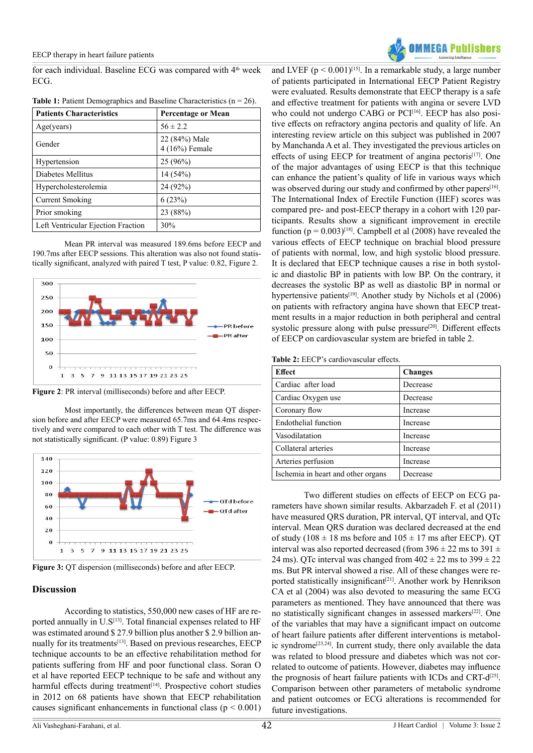for each individual. Baseline ECG was compared with 4th week ECG.

**Table 1:** Patient Demographics and Baseline Characteristics (n = 26).

| Patients Characteristics | Percentage or Mean |
|---|---|
| Age(years) | 56 ± 2.2 |
| Gender | 22 (84%) Male<br>4 (16%) Female |
| Hypertension | 25 (96%) |
| Diabetes Mellitus | 14 (54%) |
| Hypercholesterolemia | 24 (92%) |
| Current Smoking | 6 (23%) |
| Prior smoking | 23 (88%) |
| Left Ventricular Ejection Fraction | 30% |

Mean PR interval was measured 189.6ms before EECP and 190.7ms after EECP sessions. This alteration was also not found statistically significant, analyzed with paired T test, P value: 0.82, Figure 2.

**Figure 2**: PR interval (milliseconds) before and after EECP.

Most importantly, the differences between mean QT dispersion before and after EECP were measured 65.7ms and 64.4ms respectively and were compared to each other with T test. The difference was not statistically significant. (P value: 0.89) Figure 3

**Figure 3:** QT dispersion (milliseconds) before and after EECP.

## Discussion

According to statistics, 550,000 new cases of HF are reported annually in U.S[13]. Total financial expenses related to HF was estimated around $ 27.9 billion plus another $ 2.9 billion annually for its treatments[13]. Based on previous researches, EECP technique accounts to be an effective rehabilitation method for patients suffering from HF and poor functional class. Soran O et al have reported EECP technique to be safe and without any harmful effects during treatment[14]. Prospective cohort studies in 2012 on 68 patients have shown that EECP rehabilitation causes significant enhancements in functional class ($p < 0.001$) and LVEF ($p < 0.001$)[15]. In a remarkable study, a large number of patients participated in International EECP Patient Registry were evaluated. Results demonstrate that EECP therapy is a safe and effective treatment for patients with angina or severe LVD who could not undergo CABG or PCI[16]. EECP has also positive effects on refractory angina pectoris and quality of life. An interesting review article on this subject was published in 2007 by Manchanda A et al. They investigated the previous articles on effects of using EECP for treatment of angina pectoris[17]. One of the major advantages of using EECP is that this technique can enhance the patient's quality of life in various ways which was observed during our study and confirmed by other papers[16]. The International Index of Erectile Function (IIEF) scores was compared pre- and post-EECP therapy in a cohort with 120 participants. Results show a significant improvement in erectile function ($p = 0.003$)[18]. Campbell et al (2008) have revealed the various effects of EECP technique on brachial blood pressure of patients with normal, low, and high systolic blood pressure. It is declared that EECP technique causes a rise in both systolic and diastolic BP in patients with low BP. On the contrary, it decreases the systolic BP as well as diastolic BP in normal or hypertensive patients[19]. Another study by Nichols et al (2006) on patients with refractory angina have shown that EECP treatment results in a major reduction in both peripheral and central systolic pressure along with pulse pressure[20]. Different effects of EECP on cardiovascular system are briefed in table 2.

**Table 2:** EECP's cardiovascular effects.

| Effect | Changes |
|---|---|
| Cardiac after load | Decrease |
| Cardiac Oxygen use | Decrease |
| Coronary flow | Increase |
| Endothelial function | Increase |
| Vasodilatation | Increase |
| Collateral arteries | Increase |
| Arteries perfusion | Increase |
| Ischemia in heart and other organs | Decrease |

Two different studies on effects of EECP on ECG parameters have shown similar results. Akbarzadeh F. et al (2011) have measured QRS duration, PR interval, QT interval, and QTc interval. Mean QRS duration was declared decreased at the end of study (108 ± 18 ms before and 105 ± 17 ms after EECP). QT interval was also reported decreased (from 396 ± 22 ms to 391 ± 24 ms). QTc interval was changed from 402 ± 22 ms to 399 ± 22 ms. But PR interval showed a rise. All of these changes were reported statistically insignificant[21]. Another work by Henrikson CA et al (2004) was also devoted to measuring the same ECG parameters as mentioned. They have announced that there was no statistically significant changes in assessed markers[22]. One of the variables that may have a significant impact on outcome of heart failure patients after different interventions is metabolic syndrome[23,24]. In current study, there only available the data was related to blood pressure and diabetes which was not correlated to outcome of patients. However, diabetes may influence the prognosis of heart failure patients with ICDs and CRT-d[25]. Comparison between other parameters of metabolic syndrome and patient outcomes or ECG alterations is recommended for future investigations.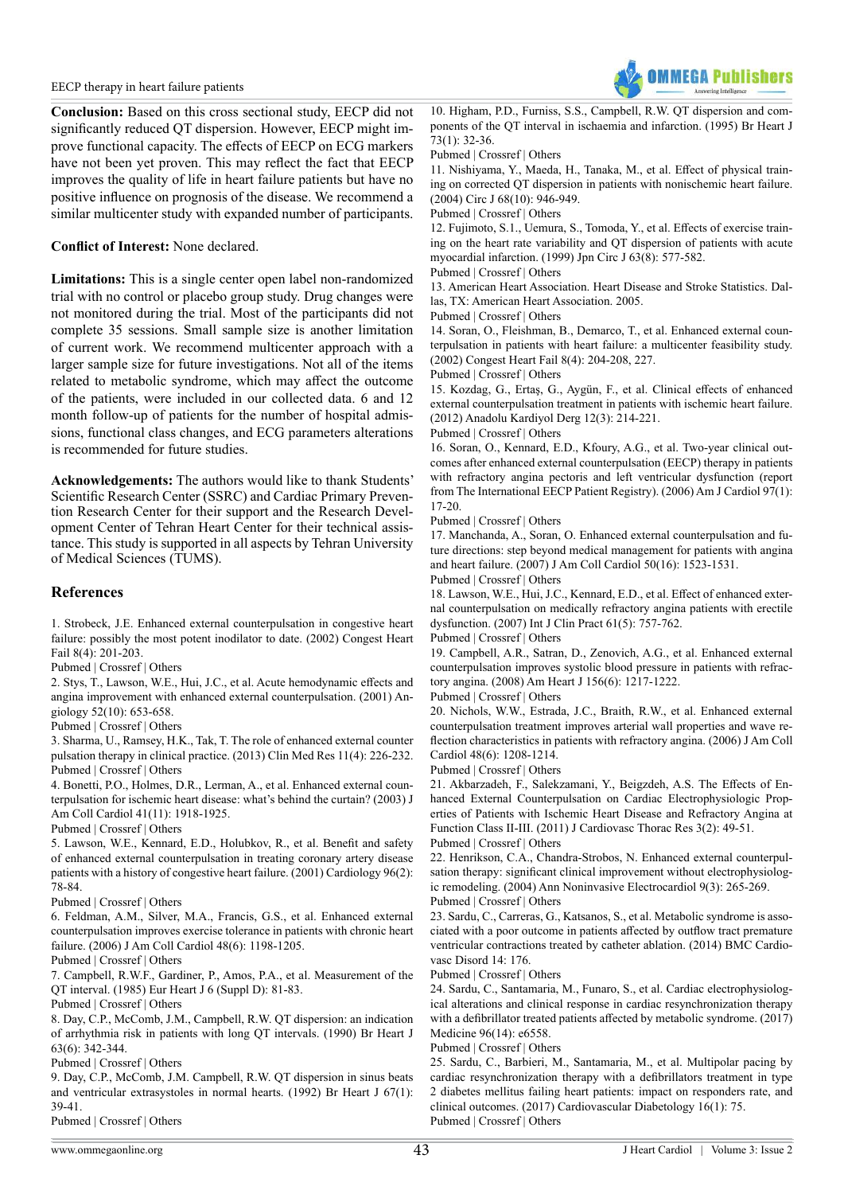**Conclusion:** Based on this cross sectional study, EECP did not significantly reduced QT dispersion. However, EECP might improve functional capacity. The effects of EECP on ECG markers have not been yet proven. This may reflect the fact that EECP improves the quality of life in heart failure patients but have no positive influence on prognosis of the disease. We recommend a similar multicenter study with expanded number of participants.

**Conflict of Interest:** None declared.

**Limitations:** This is a single center open label non-randomized trial with no control or placebo group study. Drug changes were not monitored during the trial. Most of the participants did not complete 35 sessions. Small sample size is another limitation of current work. We recommend multicenter approach with a larger sample size for future investigations. Not all of the items related to metabolic syndrome, which may affect the outcome of the patients, were included in our collected data. 6 and 12 month follow-up of patients for the number of hospital admissions, functional class changes, and ECG parameters alterations is recommended for future studies.

**Acknowledgements:** The authors would like to thank Students' Scientific Research Center (SSRC) and Cardiac Primary Prevention Research Center for their support and the Research Development Center of Tehran Heart Center for their technical assistance. This study is supported in all aspects by Tehran University of Medical Sciences (TUMS).

## References

1. Strobeck, J.E. Enhanced external counterpulsation in congestive heart failure: possibly the most potent inodilator to date. (2002) Congest Heart Fail 8(4): 201-203.
Pubmed | Crossref | Others
2. Stys, T., Lawson, W.E., Hui, J.C., et al. Acute hemodynamic effects and angina improvement with enhanced external counterpulsation. (2001) Angiology 52(10): 653-658.
Pubmed | Crossref | Others
3. Sharma, U., Ramsey, H.K., Tak, T. The role of enhanced external counter pulsation therapy in clinical practice. (2013) Clin Med Res 11(4): 226-232.
Pubmed | Crossref | Others
4. Bonetti, P.O., Holmes, D.R., Lerman, A., et al. Enhanced external counterpulsation for ischemic heart disease: what's behind the curtain? (2003) J Am Coll Cardiol 41(11): 1918-1925.
Pubmed | Crossref | Others
5. Lawson, W.E., Kennard, E.D., Holubkov, R., et al. Benefit and safety of enhanced external counterpulsation in treating coronary artery disease patients with a history of congestive heart failure. (2001) Cardiology 96(2): 78-84.
Pubmed | Crossref | Others
6. Feldman, A.M., Silver, M.A., Francis, G.S., et al. Enhanced external counterpulsation improves exercise tolerance in patients with chronic heart failure. (2006) J Am Coll Cardiol 48(6): 1198-1205.
Pubmed | Crossref | Others
7. Campbell, R.W.F., Gardiner, P., Amos, P.A., et al. Measurement of the QT interval. (1985) Eur Heart J 6 (Suppl D): 81-83.
Pubmed | Crossref | Others
8. Day, C.P., McComb, J.M., Campbell, R.W. QT dispersion: an indication of arrhythmia risk in patients with long QT intervals. (1990) Br Heart J 63(6): 342-344.
Pubmed | Crossref | Others
9. Day, C.P., McComb, J.M. Campbell, R.W. QT dispersion in sinus beats and ventricular extrasystoles in normal hearts. (1992) Br Heart J 67(1): 39-41.
Pubmed | Crossref | Others
10. Higham, P.D., Furniss, S.S., Campbell, R.W. QT dispersion and components of the QT interval in ischaemia and infarction. (1995) Br Heart J 73(1): 32-36.
Pubmed | Crossref | Others
11. Nishiyama, Y., Maeda, H., Tanaka, M., et al. Effect of physical training on corrected QT dispersion in patients with nonischemic heart failure. (2004) Circ J 68(10): 946-949.
Pubmed | Crossref | Others
12. Fujimoto, S.1., Uemura, S., Tomoda, Y., et al. Effects of exercise training on the heart rate variability and QT dispersion of patients with acute myocardial infarction. (1999) Jpn Circ J 63(8): 577-582.
Pubmed | Crossref | Others
13. American Heart Association. Heart Disease and Stroke Statistics. Dallas, TX: American Heart Association. 2005.
Pubmed | Crossref | Others
14. Soran, O., Fleishman, B., Demarco, T., et al. Enhanced external counterpulsation in patients with heart failure: a multicenter feasibility study. (2002) Congest Heart Fail 8(4): 204-208, 227.
Pubmed | Crossref | Others
15. Kozdag, G., Ertaş, G., Aygün, F., et al. Clinical effects of enhanced external counterpulsation treatment in patients with ischemic heart failure. (2012) Anadolu Kardiyol Derg 12(3): 214-221.
Pubmed | Crossref | Others
16. Soran, O., Kennard, E.D., Kfoury, A.G., et al. Two-year clinical outcomes after enhanced external counterpulsation (EECP) therapy in patients with refractory angina pectoris and left ventricular dysfunction (report from The International EECP Patient Registry). (2006) Am J Cardiol 97(1): 17-20.
Pubmed | Crossref | Others
17. Manchanda, A., Soran, O. Enhanced external counterpulsation and future directions: step beyond medical management for patients with angina and heart failure. (2007) J Am Coll Cardiol 50(16): 1523-1531.
Pubmed | Crossref | Others
18. Lawson, W.E., Hui, J.C., Kennard, E.D., et al. Effect of enhanced external counterpulsation on medically refractory angina patients with erectile dysfunction. (2007) Int J Clin Pract 61(5): 757-762.
Pubmed | Crossref | Others
19. Campbell, A.R., Satran, D., Zenovich, A.G., et al. Enhanced external counterpulsation improves systolic blood pressure in patients with refractory angina. (2008) Am Heart J 156(6): 1217-1222.
Pubmed | Crossref | Others
20. Nichols, W.W., Estrada, J.C., Braith, R.W., et al. Enhanced external counterpulsation treatment improves arterial wall properties and wave reflection characteristics in patients with refractory angina. (2006) J Am Coll Cardiol 48(6): 1208-1214.
Pubmed | Crossref | Others
21. Akbarzadeh, F., Salekzamani, Y., Beigzdeh, A.S. The Effects of Enhanced External Counterpulsation on Cardiac Electrophysiologic Properties of Patients with Ischemic Heart Disease and Refractory Angina at Function Class II-III. (2011) J Cardiovasc Thorac Res 3(2): 49-51.
Pubmed | Crossref | Others
22. Henrikson, C.A., Chandra-Strobos, N. Enhanced external counterpulsation therapy: significant clinical improvement without electrophysiologic remodeling. (2004) Ann Noninvasive Electrocardiol 9(3): 265-269.
Pubmed | Crossref | Others
23. Sardu, C., Carreras, G., Katsanos, S., et al. Metabolic syndrome is associated with a poor outcome in patients affected by outflow tract premature ventricular contractions treated by catheter ablation. (2014) BMC Cardiovasc Disord 14: 176.
Pubmed | Crossref | Others
24. Sardu, C., Santamaria, M., Funaro, S., et al. Cardiac electrophysiological alterations and clinical response in cardiac resynchronization therapy with a defibrillator treated patients affected by metabolic syndrome. (2017) Medicine 96(14): e6558.
Pubmed | Crossref | Others
25. Sardu, C., Barbieri, M., Santamaria, M., et al. Multipolar pacing by cardiac resynchronization therapy with a defibrillators treatment in type 2 diabetes mellitus failing heart patients: impact on responders rate, and clinical outcomes. (2017) Cardiovascular Diabetology 16(1): 75.
Pubmed | Crossref | Others